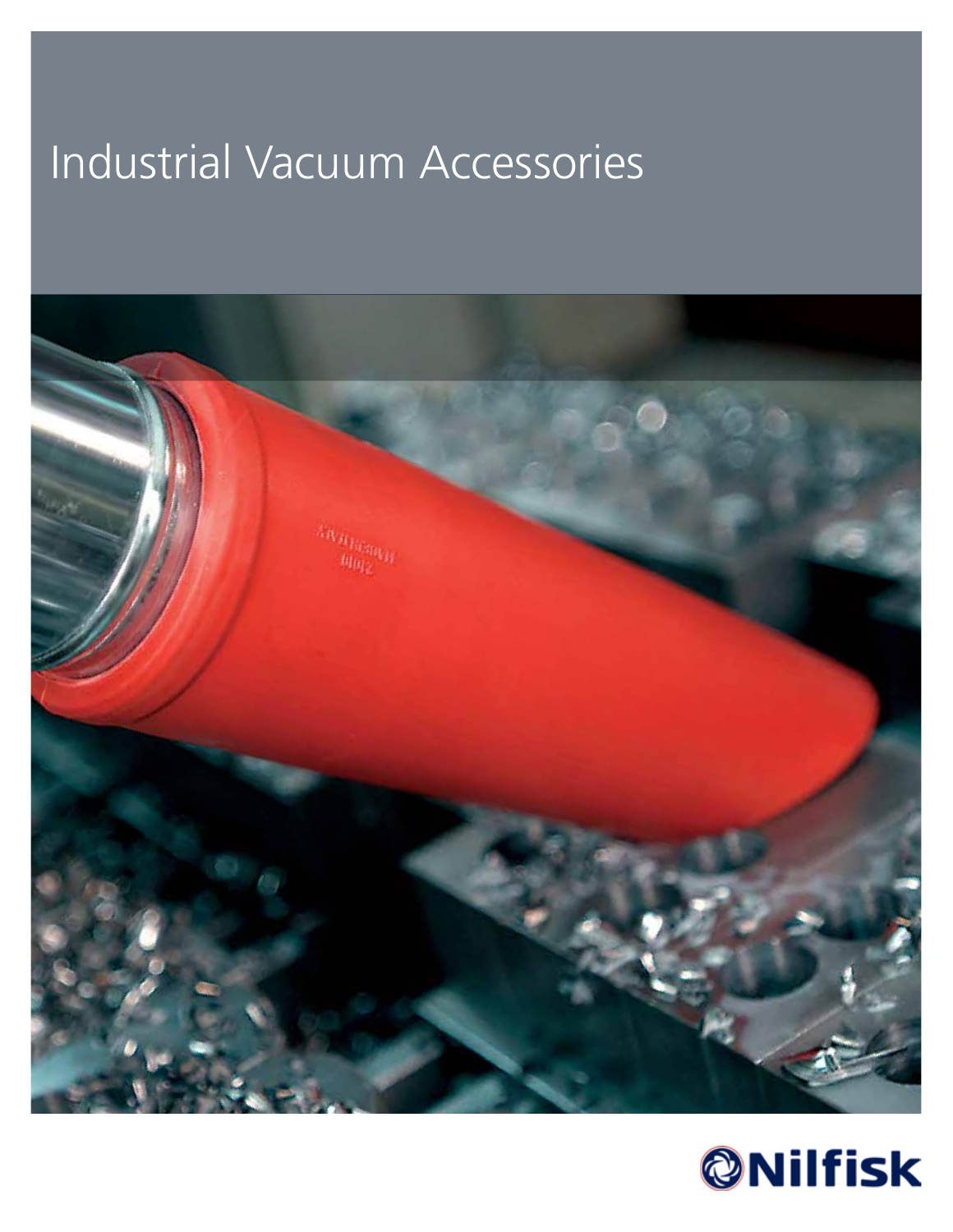# Industrial Vacuum Accessories

Nilfisk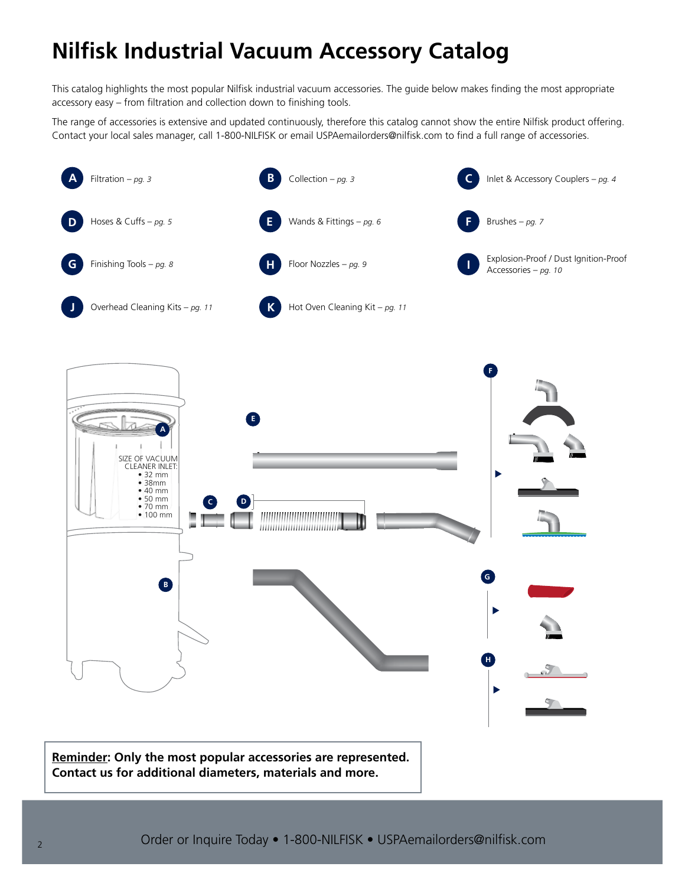# Nilfisk Industrial Vacuum Accessory Catalog

This catalog highlights the most popular Nilfisk industrial vacuum accessories. The guide below makes finding the most appropriate accessory easy – from filtration and collection down to finishing tools.

The range of accessories is extensive and updated continuously, therefore this catalog cannot show the entire Nilfisk product offering. Contact your local sales manager, call 1-800-NILFISK or email USPAemailorders@nilfisk.com to find a full range of accessories.

- **A** Filtration – *pg. 3*
- **B** Collection – *pg. 3*
- **C** Inlet & Accessory Couplers – *pg. 4*
- **D** Hoses & Cuffs – *pg. 5*
- **E** Wands & Fittings – *pg. 6*
- **F** Brushes – *pg. 7*
- **G** Finishing Tools – *pg. 8*
- **H** Floor Nozzles – *pg. 9*
- **I** Explosion-Proof / Dust Ignition-Proof Accessories – *pg. 10*
- **J** Overhead Cleaning Kits – *pg. 11*
- **K** Hot Oven Cleaning Kit – *pg. 11*

SIZE OF VACUUM CLEANER INLET:
- 32 mm
- 38mm
- 40 mm
- 50 mm
- 70 mm
- 100 mm

**Reminder: Only the most popular accessories are represented. Contact us for additional diameters, materials and more.**

Order or Inquire Today • 1-800-NILFISK • USPAemailorders@nilfisk.com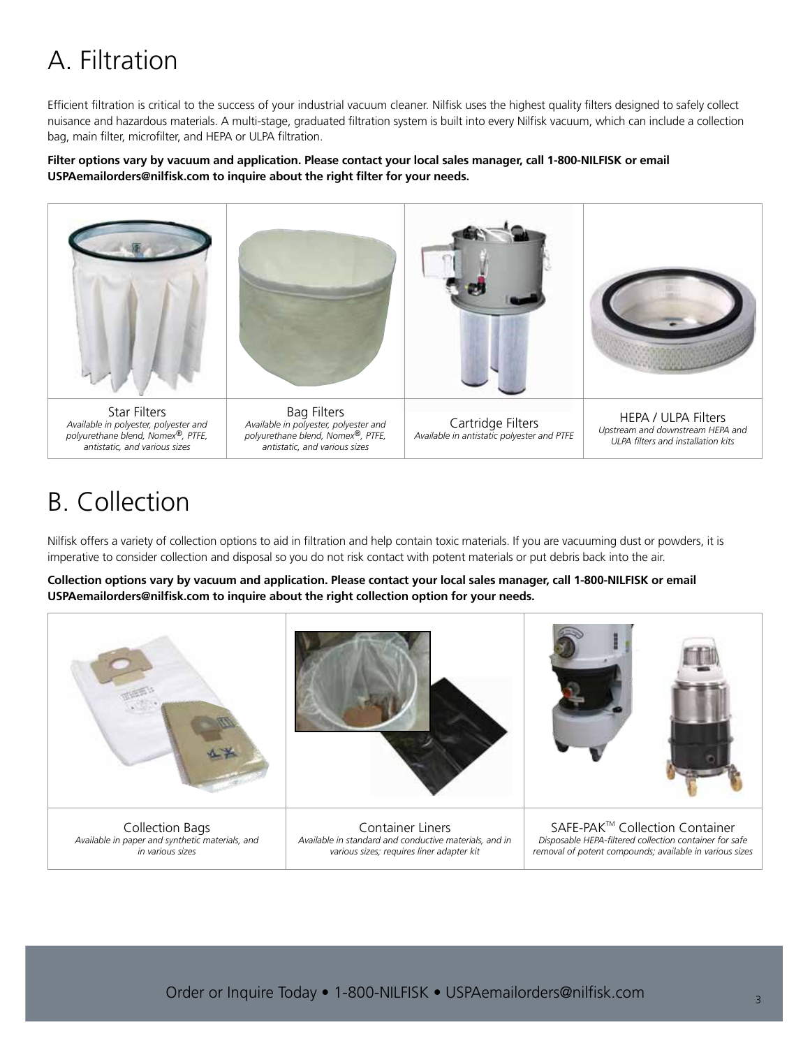# A. Filtration

Efficient filtration is critical to the success of your industrial vacuum cleaner. Nilfisk uses the highest quality filters designed to safely collect nuisance and hazardous materials. A multi-stage, graduated filtration system is built into every Nilfisk vacuum, which can include a collection bag, main filter, microfilter, and HEPA or ULPA filtration.

**Filter options vary by vacuum and application. Please contact your local sales manager, call 1-800-NILFISK or email USPAemailorders@nilfisk.com to inquire about the right filter for your needs.**

| Star Filters | Bag Filters | Cartridge Filters | HEPA / ULPA Filters |
|---|---|---|---|
| *Available in polyester, polyester and polyurethane blend, Nomex®, PTFE, antistatic, and various sizes* | *Available in polyester, polyester and polyurethane blend, Nomex®, PTFE, antistatic, and various sizes* | *Available in antistatic polyester and PTFE* | *Upstream and downstream HEPA and ULPA filters and installation kits* |

# B. Collection

Nilfisk offers a variety of collection options to aid in filtration and help contain toxic materials. If you are vacuuming dust or powders, it is imperative to consider collection and disposal so you do not risk contact with potent materials or put debris back into the air.

**Collection options vary by vacuum and application. Please contact your local sales manager, call 1-800-NILFISK or email USPAemailorders@nilfisk.com to inquire about the right collection option for your needs.**

| Collection Bags | Container Liners | SAFE-PAK™ Collection Container |
|---|---|---|
| *Available in paper and synthetic materials, and in various sizes* | *Available in standard and conductive materials, and in various sizes; requires liner adapter kit* | *Disposable HEPA-filtered collection container for safe removal of potent compounds; available in various sizes* |

Order or Inquire Today • 1-800-NILFISK • USPAemailorders@nilfisk.com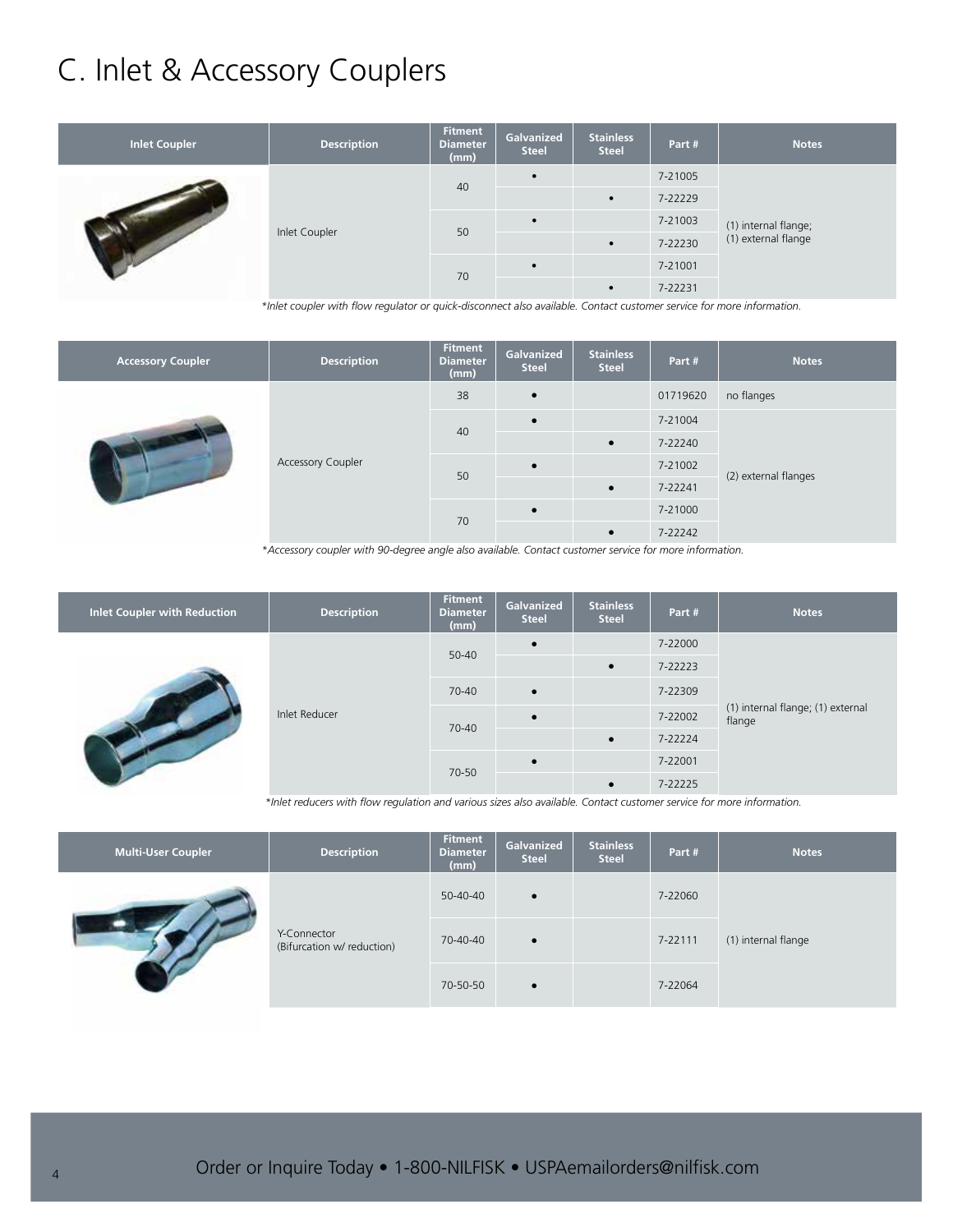# C. Inlet & Accessory Couplers

| Inlet Coupler | Description | Fitment Diameter (mm) | Galvanized Steel | Stainless Steel | Part # | Notes |
|---|---|---|---|---|---|---|
| | Inlet Coupler | 40 | • | | 7-21005 | (1) internal flange; (1) external flange |
| | | | | • | 7-22229 | |
| | | 50 | • | | 7-21003 | |
| | | | | • | 7-22230 | |
| | | 70 | • | | 7-21001 | |
| | | | | • | 7-22231 | |

*Inlet coupler with flow regulator or quick-disconnect also available. Contact customer service for more information.*

| Accessory Coupler | Description | Fitment Diameter (mm) | Galvanized Steel | Stainless Steel | Part # | Notes |
|---|---|---|---|---|---|---|
| | Accessory Coupler | 38 | • | | 01719620 | no flanges |
| | | 40 | • | | 7-21004 | (2) external flanges |
| | | | | • | 7-22240 | |
| | | 50 | • | | 7-21002 | |
| | | | | • | 7-22241 | |
| | | 70 | • | | 7-21000 | |
| | | | | • | 7-22242 | |

*Accessory coupler with 90-degree angle also available. Contact customer service for more information.*

| Inlet Coupler with Reduction | Description | Fitment Diameter (mm) | Galvanized Steel | Stainless Steel | Part # | Notes |
|---|---|---|---|---|---|---|
| | Inlet Reducer | 50-40 | • | | 7-22000 | (1) internal flange; (1) external flange |
| | | | | • | 7-22223 | |
| | | 70-40 | • | | 7-22309 | |
| | | 70-40 | • | | 7-22002 | |
| | | | | • | 7-22224 | |
| | | 70-50 | • | | 7-22001 | |
| | | | | • | 7-22225 | |

*Inlet reducers with flow regulation and various sizes also available. Contact customer service for more information.*

| Multi-User Coupler | Description | Fitment Diameter (mm) | Galvanized Steel | Stainless Steel | Part # | Notes |
|---|---|---|---|---|---|---|
| | Y-Connector (Bifurcation w/ reduction) | 50-40-40 | • | | 7-22060 | (1) internal flange |
| | | 70-40-40 | • | | 7-22111 | |
| | | 70-50-50 | • | | 7-22064 | |

Order or Inquire Today • 1-800-NILFISK • USPAemailorders@nilfisk.com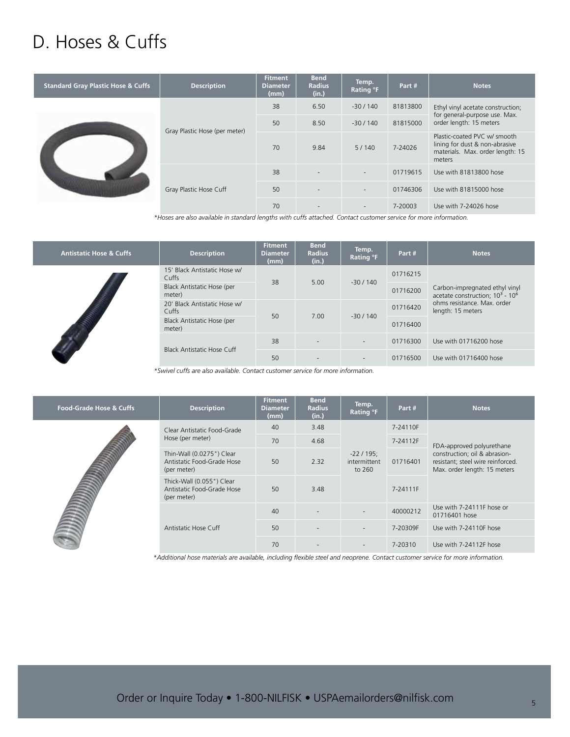# D. Hoses & Cuffs

| Standard Gray Plastic Hose & Cuffs | Description | Fitment Diameter (mm) | Bend Radius (in.) | Temp. Rating °F | Part # | Notes |
|---|---|---|---|---|---|---|
| | Gray Plastic Hose (per meter) | 38 | 6.50 | -30 / 140 | 81813800 | Ethyl vinyl acetate construction; for general-purpose use. Max. order length: 15 meters |
| | | 50 | 8.50 | -30 / 140 | 81815000 | |
| | | 70 | 9.84 | 5 / 140 | 7-24026 | Plastic-coated PVC w/ smooth lining for dust & non-abrasive materials. Max. order length: 15 meters |
| | Gray Plastic Hose Cuff | 38 | - | - | 01719615 | Use with 81813800 hose |
| | | 50 | - | - | 01746306 | Use with 81815000 hose |
| | | 70 | - | - | 7-20003 | Use with 7-24026 hose |

*Hoses are also available in standard lengths with cuffs attached. Contact customer service for more information.*

| Antistatic Hose & Cuffs | Description | Fitment Diameter (mm) | Bend Radius (in.) | Temp. Rating °F | Part # | Notes |
|---|---|---|---|---|---|---|
| | 15' Black Antistatic Hose w/ Cuffs | 38 | 5.00 | -30 / 140 | 01716215 | Carbon-impregnated ethyl vinyl acetate construction; $10^3$ - $10^6$ ohms resistance. Max. order length: 15 meters |
| | Black Antistatic Hose (per meter) | | | | 01716200 | |
| | 20' Black Antistatic Hose w/ Cuffs | 50 | 7.00 | -30 / 140 | 01716420 | |
| | Black Antistatic Hose (per meter) | | | | 01716400 | |
| | Black Antistatic Hose Cuff | 38 | - | - | 01716300 | Use with 01716200 hose |
| | | 50 | - | - | 01716500 | Use with 01716400 hose |

*Swivel cuffs are also available. Contact customer service for more information.*

| Food-Grade Hose & Cuffs | Description | Fitment Diameter (mm) | Bend Radius (in.) | Temp. Rating °F | Part # | Notes |
|---|---|---|---|---|---|---|
| | Clear Antistatic Food-Grade Hose (per meter) | 40 | 3.48 | -22 / 195; intermittent to 260 | 7-24110F | FDA-approved polyurethane construction; oil & abrasion-resistant; steel wire reinforced. Max. order length: 15 meters |
| | | 70 | 4.68 | | 7-24112F | |
| | Thin-Wall (0.0275") Clear Antistatic Food-Grade Hose (per meter) | 50 | 2.32 | | 01716401 | |
| | Thick-Wall (0.055") Clear Antistatic Food-Grade Hose (per meter) | 50 | 3.48 | | 7-24111F | |
| | Antistatic Hose Cuff | 40 | - | - | 40000212 | Use with 7-24111F hose or 01716401 hose |
| | | 50 | - | - | 7-20309F | Use with 7-24110F hose |
| | | 70 | - | - | 7-20310 | Use with 7-24112F hose |

*Additional hose materials are available, including flexible steel and neoprene. Contact customer service for more information.*

Order or Inquire Today • 1-800-NILFISK • USPAemailorders@nilfisk.com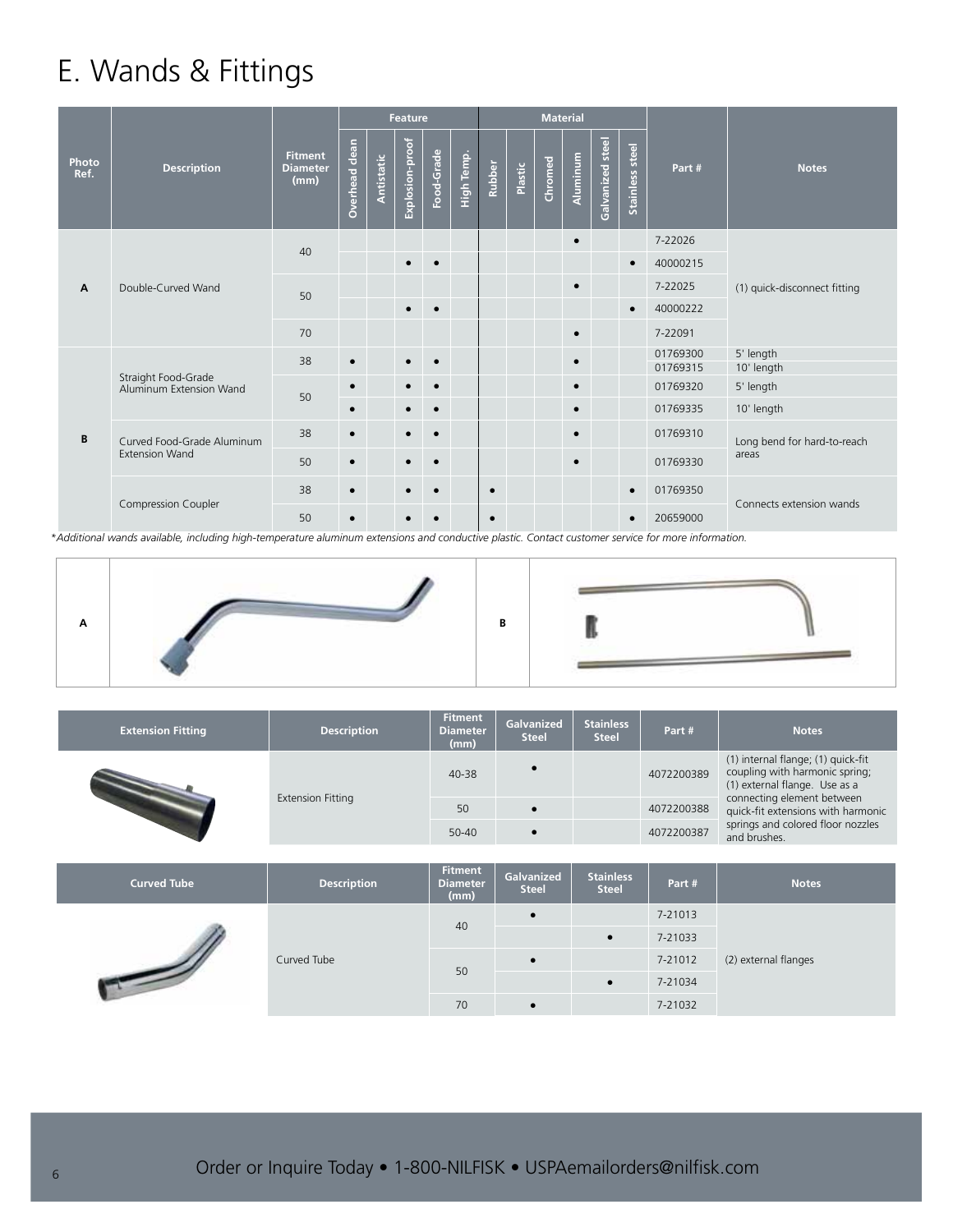# E. Wands & Fittings

| Photo Ref. | Description | Fitment Diameter (mm) | Feature | | | | | Material | | | | | | Part # | Notes |
|---|---|---|---|---|---|---|---|---|---|---|---|---|---|---|---|
| | | | Overhead clean | Antistatic | Explosion-proof | Food-Grade | High Temp. | Rubber | Plastic | Chromed | Aluminum | Galvanized steel | Stainless steel | | |
| A | Double-Curved Wand | 40 | | | | | | | | | • | | | 7-22026 | (1) quick-disconnect fitting |
| | | | | | • | • | | | | | | | • | 40000215 | |
| | | 50 | | | | | | | | | • | | | 7-22025 | |
| | | | | | • | • | | | | | | | • | 40000222 | |
| | | 70 | | | | | | | | | • | | | 7-22091 | |
| B | Straight Food-Grade Aluminum Extension Wand | 38 | • | | • | • | | | | | • | | | 01769300<br>01769315 | 5' length<br>10' length |
| | | 50 | • | | • | • | | | | | • | | | 01769320 | 5' length |
| | | | • | | • | • | | | | | • | | | 01769335 | 10' length |
| | Curved Food-Grade Aluminum Extension Wand | 38 | • | | • | • | | | | | • | | | 01769310 | Long bend for hard-to-reach areas |
| | | 50 | • | | • | • | | | | | • | | | 01769330 | |
| | Compression Coupler | 38 | • | | • | • | | • | | | | | • | 01769350 | Connects extension wands |
| | | 50 | • | | • | • | | • | | | | | • | 20659000 | |

*\*Additional wands available, including high-temperature aluminum extensions and conductive plastic. Contact customer service for more information.*

A

B

| Extension Fitting | Description | Fitment Diameter (mm) | Galvanized Steel | Stainless Steel | Part # | Notes |
|---|---|---|---|---|---|---|
| | Extension Fitting | 40-38 | • | | 4072200389 | (1) internal flange; (1) quick-fit coupling with harmonic spring; (1) external flange. Use as a connecting element between quick-fit extensions with harmonic springs and colored floor nozzles and brushes. |
| | | 50 | • | | 4072200388 | |
| | | 50-40 | • | | 4072200387 | |

| Curved Tube | Description | Fitment Diameter (mm) | Galvanized Steel | Stainless Steel | Part # | Notes |
|---|---|---|---|---|---|---|
| | Curved Tube | 40 | • | | 7-21013 | (2) external flanges |
| | | | | • | 7-21033 | |
| | | 50 | • | | 7-21012 | |
| | | | | • | 7-21034 | |
| | | 70 | • | | 7-21032 | |

Order or Inquire Today • 1-800-NILFISK • USPAemailorders@nilfisk.com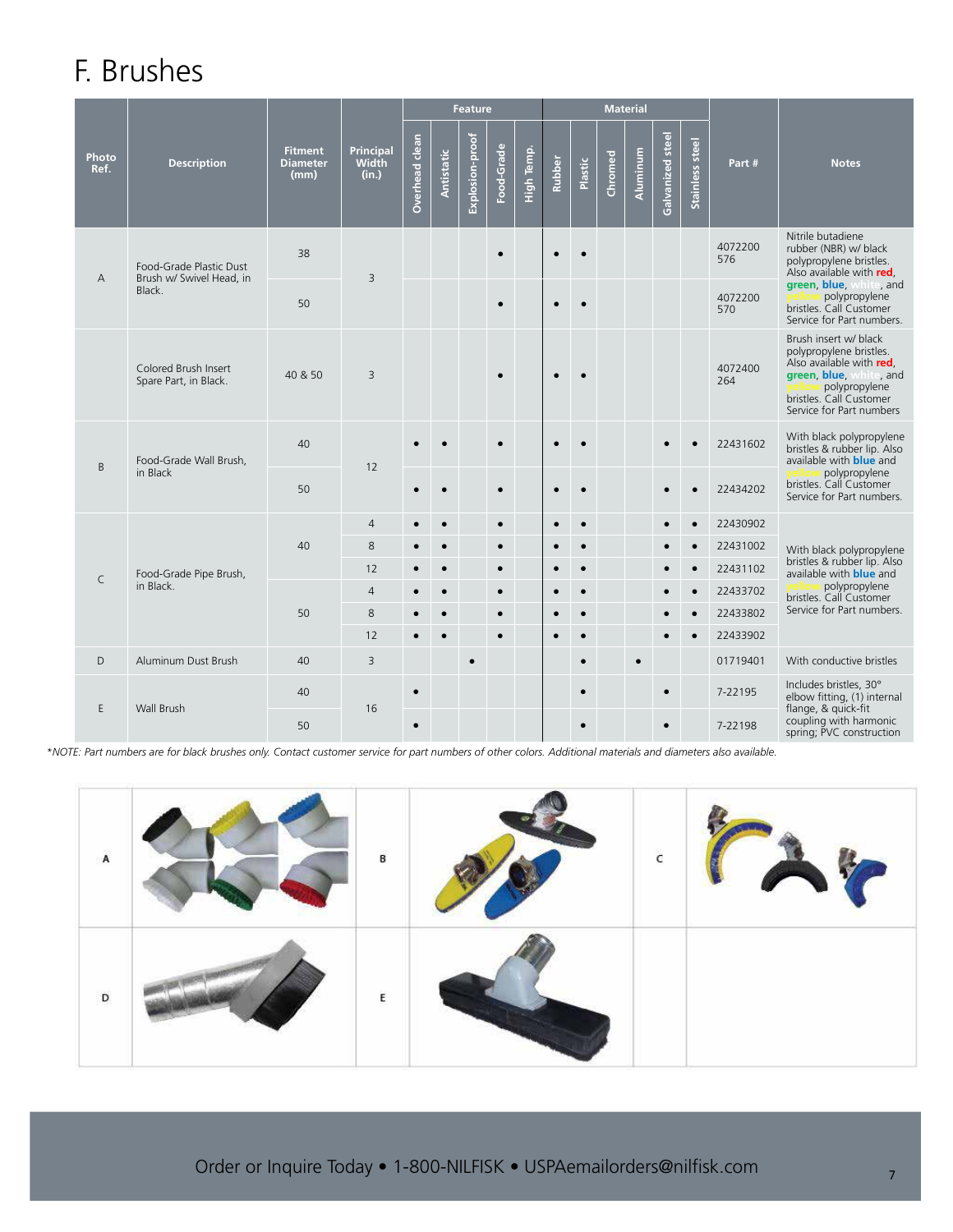# F. Brushes

| Photo Ref. | Description | Fitment Diameter (mm) | Principal Width (in.) | Feature: Overhead clean | Feature: Antistatic | Feature: Explosion-proof | Feature: Food-Grade | Feature: High Temp. | Material: Rubber | Material: Plastic | Material: Chromed | Material: Aluminum | Material: Galvanized steel | Material: Stainless steel | Part # | Notes |
|---|---|---|---|---|---|---|---|---|---|---|---|---|---|---|---|---|
| A | Food-Grade Plastic Dust Brush w/ Swivel Head, in Black. | 38 | 3 | | | | • | | • | • | | | | | 4072200576 | Nitrile butadiene rubber (NBR) w/ black polypropylene bristles. Also available with red, green, blue, white, and yellow polypropylene bristles. Call Customer Service for Part numbers. |
| | | 50 | | | | | • | | • | • | | | | | 4072200570 | |
| | Colored Brush Insert Spare Part, in Black. | 40 & 50 | 3 | | | | • | | • | • | | | | | 4072400264 | Brush insert w/ black polypropylene bristles. Also available with red, green, blue, white, and yellow polypropylene bristles. Call Customer Service for Part numbers |
| B | Food-Grade Wall Brush, in Black | 40 | 12 | • | • | | • | | • | • | | | • | • | 22431602 | With black polypropylene bristles & rubber lip. Also available with blue and yellow polypropylene bristles. Call Customer Service for Part numbers. |
| | | 50 | | • | • | | • | | • | • | | | • | • | 22434202 | |
| C | Food-Grade Pipe Brush, in Black. | 40 | 4 | • | • | | • | | • | • | | | • | • | 22430902 | With black polypropylene bristles & rubber lip. Also available with blue and yellow polypropylene bristles. Call Customer Service for Part numbers. |
| | | | 8 | • | • | | • | | • | • | | | • | • | 22431002 | |
| | | | 12 | • | • | | • | | • | • | | | • | • | 22431102 | |
| | | 50 | 4 | • | • | | • | | • | • | | | • | • | 22433702 | |
| | | | 8 | • | • | | • | | • | • | | | • | • | 22433802 | |
| | | | 12 | • | • | | • | | • | • | | | • | • | 22433902 | |
| D | Aluminum Dust Brush | 40 | 3 | | | • | | | | • | | • | | | 01719401 | With conductive bristles |
| E | Wall Brush | 40 | 16 | • | | | | | | • | | | • | | 7-22195 | Includes bristles, 30° elbow fitting, (1) internal flange, & quick-fit coupling with harmonic spring; PVC construction |
| | | 50 | | • | | | | | | • | | | • | | 7-22198 | |

*\*NOTE: Part numbers are for black brushes only. Contact customer service for part numbers of other colors. Additional materials and diameters also available.*

A

B

C

D

E

Order or Inquire Today • 1-800-NILFISK • USPAemailorders@nilfisk.com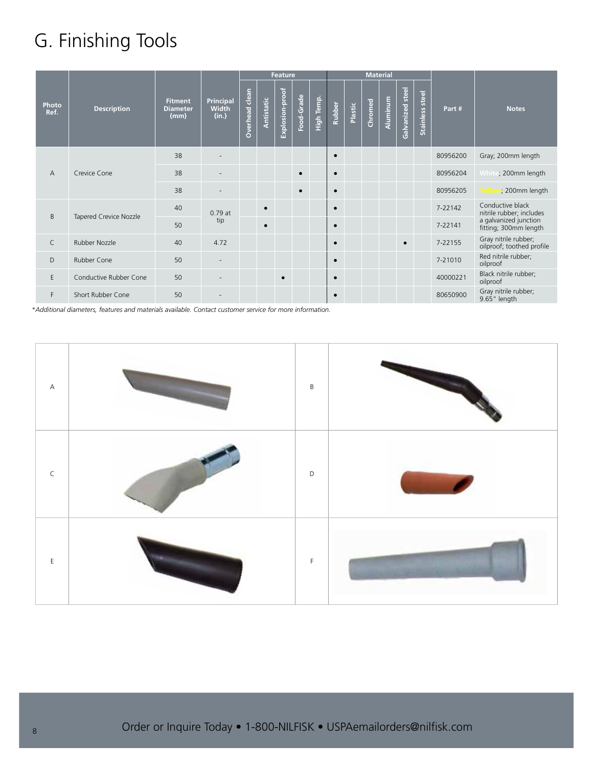# G. Finishing Tools

| Photo Ref. | Description | Fitment Diameter (mm) | Principal Width (in.) | Feature | | | | | Material | | | | | | Part # | Notes |
|---|---|---|---|---|---|---|---|---|---|---|---|---|---|---|---|---|
| | | | | Overhead clean | Antistatic | Explosion-proof | Food-Grade | High Temp. | Rubber | Plastic | Chromed | Aluminum | Galvanized steel | Stainless steel | | |
| A | Crevice Cone | 38 | - | | | | | | • | | | | | | 80956200 | Gray; 200mm length |
| | | 38 | - | | | | • | | • | | | | | | 80956204 | White; 200mm length |
| | | 38 | - | | | | • | | • | | | | | | 80956205 | Yellow; 200mm length |
| B | Tapered Crevice Nozzle | 40 | 0.79 at tip | | • | | | | • | | | | | | 7-22142 | Conductive black nitrile rubber; includes a galvanized junction fitting; 300mm length |
| | | 50 | | | • | | | | • | | | | | | 7-22141 | |
| C | Rubber Nozzle | 40 | 4.72 | | | | | | • | | | | • | | 7-22155 | Gray nitrile rubber; oilproof; toothed profile |
| D | Rubber Cone | 50 | - | | | | | | • | | | | | | 7-21010 | Red nitrile rubber; oilproof |
| E | Conductive Rubber Cone | 50 | - | | | • | | | • | | | | | | 40000221 | Black nitrile rubber; oilproof |
| F | Short Rubber Cone | 50 | - | | | | | | • | | | | | | 80650900 | Gray nitrile rubber; 9.65" length |

*\*Additional diameters, features and materials available. Contact customer service for more information.*

| | | | |
|---|---|---|---|
| A | | B | |
| C | | D | |
| E | | F | |

Order or Inquire Today • 1-800-NILFISK • USPAemailorders@nilfisk.com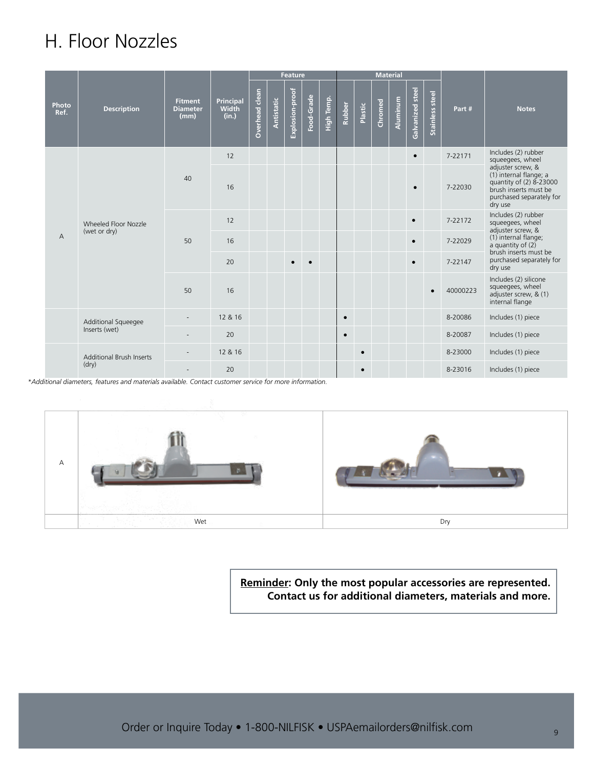# H. Floor Nozzles

| Photo Ref. | Description | Fitment Diameter (mm) | Principal Width (in.) | Feature | | | | | Material | | | | | | Part # | Notes |
|---|---|---|---|---|---|---|---|---|---|---|---|---|---|---|---|---|
| | | | | Overhead clean | Antistatic | Explosion-proof | Food-Grade | High Temp. | Rubber | Plastic | Chromed | Aluminum | Galvanized steel | Stainless steel | | |
| A | Wheeled Floor Nozzle (wet or dry) | 40 | 12 | | | | | | | | | | • | | 7-22171 | Includes (2) rubber squeegees, wheel adjuster screw, & (1) internal flange; a quantity of (2) 8-23000 brush inserts must be purchased separately for dry use |
| | | | 16 | | | | | | | | | | • | | 7-22030 | |
| | | 50 | 12 | | | | | | | | | | • | | 7-22172 | Includes (2) rubber squeegees, wheel adjuster screw, & (1) internal flange; a quantity of (2) brush inserts must be purchased separately for dry use |
| | | | 16 | | | | | | | | | | • | | 7-22029 | |
| | | | 20 | | | • | • | | | | | | • | | 7-22147 | |
| | | 50 | 16 | | | | | | | | | | | • | 40000223 | Includes (2) silicone squeegees, wheel adjuster screw, & (1) internal flange |
| | Additional Squeegee Inserts (wet) | - | 12 & 16 | | | | | | • | | | | | | 8-20086 | Includes (1) piece |
| | | - | 20 | | | | | | • | | | | | | 8-20087 | Includes (1) piece |
| | Additional Brush Inserts (dry) | - | 12 & 16 | | | | | | | • | | | | | 8-23000 | Includes (1) piece |
| | | - | 20 | | | | | | | • | | | | | 8-23016 | Includes (1) piece |

*Additional diameters, features and materials available. Contact customer service for more information.*

| A | Wet | Dry |
|---|---|---|

**Reminder: Only the most popular accessories are represented. Contact us for additional diameters, materials and more.**

Order or Inquire Today • 1-800-NILFISK • USPAemailorders@nilfisk.com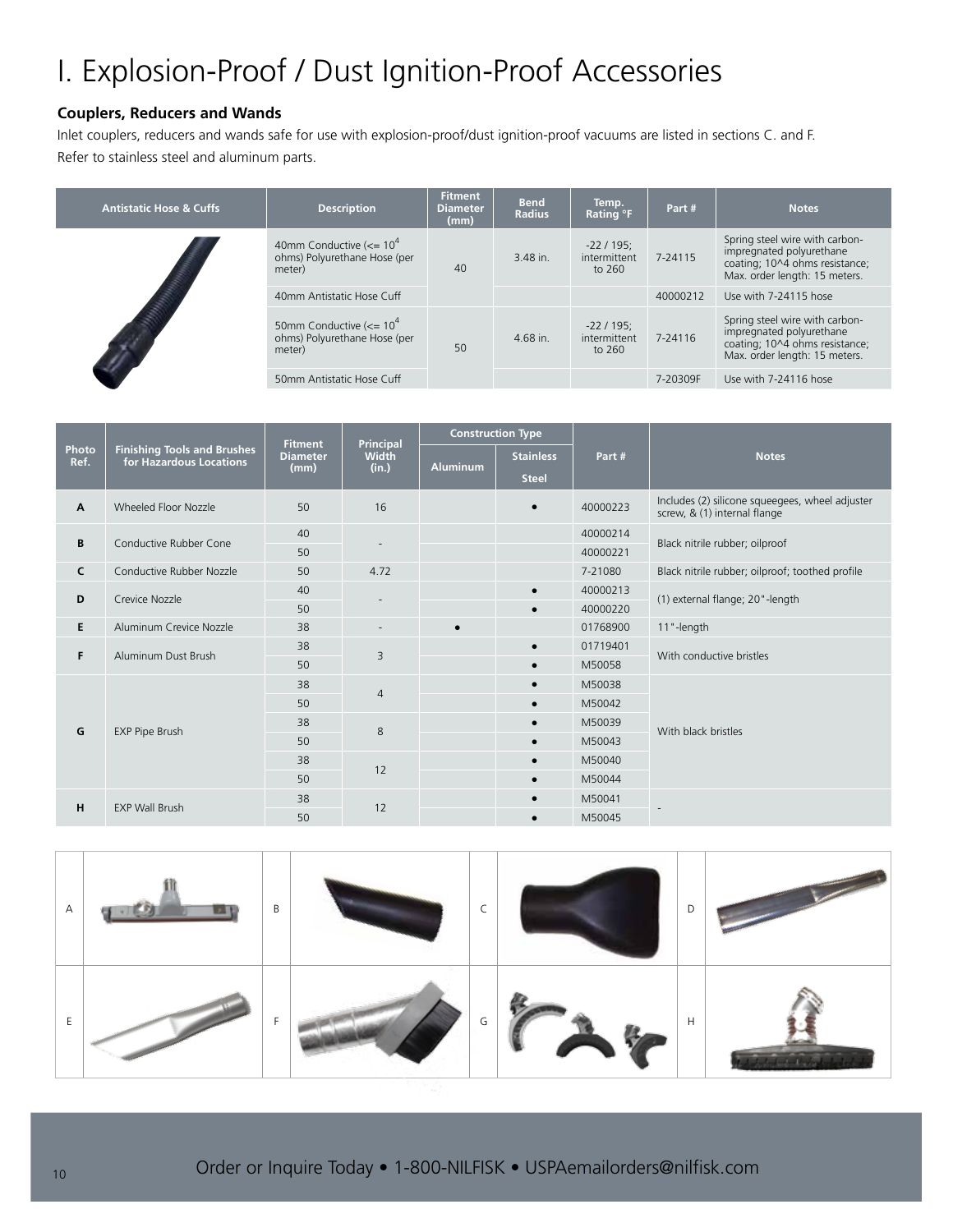# I. Explosion-Proof / Dust Ignition-Proof Accessories

**Couplers, Reducers and Wands**

Inlet couplers, reducers and wands safe for use with explosion-proof/dust ignition-proof vacuums are listed in sections C. and F. Refer to stainless steel and aluminum parts.

| Antistatic Hose & Cuffs | Description | Fitment Diameter (mm) | Bend Radius | Temp. Rating °F | Part # | Notes |
|---|---|---|---|---|---|---|
| | 40mm Conductive (<= $10^4$ ohms) Polyurethane Hose (per meter) | 40 | 3.48 in. | -22 / 195; intermittent to 260 | 7-24115 | Spring steel wire with carbon-impregnated polyurethane coating; 10^4 ohms resistance; Max. order length: 15 meters. |
| | 40mm Antistatic Hose Cuff | | | | 40000212 | Use with 7-24115 hose |
| | 50mm Conductive (<= $10^4$ ohms) Polyurethane Hose (per meter) | 50 | 4.68 in. | -22 / 195; intermittent to 260 | 7-24116 | Spring steel wire with carbon-impregnated polyurethane coating; 10^4 ohms resistance; Max. order length: 15 meters. |
| | 50mm Antistatic Hose Cuff | | | | 7-20309F | Use with 7-24116 hose |

| Photo Ref. | Finishing Tools and Brushes for Hazardous Locations | Fitment Diameter (mm) | Principal Width (in.) | Construction Type | | Part # | Notes |
|---|---|---|---|---|---|---|---|
| | | | | Aluminum | Stainless Steel | | |
| A | Wheeled Floor Nozzle | 50 | 16 | | ● | 40000223 | Includes (2) silicone squeegees, wheel adjuster screw, & (1) internal flange |
| B | Conductive Rubber Cone | 40 | - | | | 40000214 | Black nitrile rubber; oilproof |
| | | 50 | | | | 40000221 | |
| C | Conductive Rubber Nozzle | 50 | 4.72 | | | 7-21080 | Black nitrile rubber; oilproof; toothed profile |
| D | Crevice Nozzle | 40 | - | | ● | 40000213 | (1) external flange; 20"-length |
| | | 50 | | | ● | 40000220 | |
| E | Aluminum Crevice Nozzle | 38 | - | ● | | 01768900 | 11"-length |
| F | Aluminum Dust Brush | 38 | 3 | | ● | 01719401 | With conductive bristles |
| | | 50 | | | ● | M50058 | |
| G | EXP Pipe Brush | 38 | 4 | | ● | M50038 | With black bristles |
| | | 50 | | | ● | M50042 | |
| | | 38 | 8 | | ● | M50039 | |
| | | 50 | | | ● | M50043 | |
| | | 38 | 12 | | ● | M50040 | |
| | | 50 | | | ● | M50044 | |
| H | EXP Wall Brush | 38 | 12 | | ● | M50041 | - |
| | | 50 | | | ● | M50045 | |

A B C D

E F G H

Order or Inquire Today • 1-800-NILFISK • USPAemailorders@nilfisk.com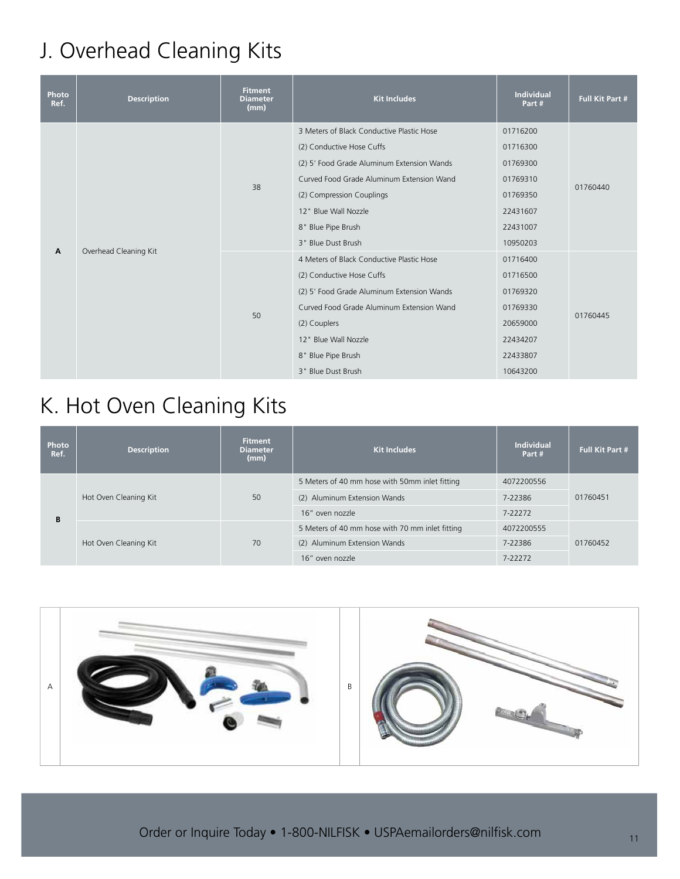# J. Overhead Cleaning Kits

| Photo Ref. | Description | Fitment Diameter (mm) | Kit Includes | Individual Part # | Full Kit Part # |
|---|---|---|---|---|---|
| A | Overhead Cleaning Kit | 38 | 3 Meters of Black Conductive Plastic Hose | 01716200 | 01760440 |
| | | | (2) Conductive Hose Cuffs | 01716300 | |
| | | | (2) 5' Food Grade Aluminum Extension Wands | 01769300 | |
| | | | Curved Food Grade Aluminum Extension Wand | 01769310 | |
| | | | (2) Compression Couplings | 01769350 | |
| | | | 12" Blue Wall Nozzle | 22431607 | |
| | | | 8" Blue Pipe Brush | 22431007 | |
| | | | 3" Blue Dust Brush | 10950203 | |
| | | 50 | 4 Meters of Black Conductive Plastic Hose | 01716400 | 01760445 |
| | | | (2) Conductive Hose Cuffs | 01716500 | |
| | | | (2) 5' Food Grade Aluminum Extension Wands | 01769320 | |
| | | | Curved Food Grade Aluminum Extension Wand | 01769330 | |
| | | | (2) Couplers | 20659000 | |
| | | | 12" Blue Wall Nozzle | 22434207 | |
| | | | 8" Blue Pipe Brush | 22433807 | |
| | | | 3" Blue Dust Brush | 10643200 | |

# K. Hot Oven Cleaning Kits

| Photo Ref. | Description | Fitment Diameter (mm) | Kit Includes | Individual Part # | Full Kit Part # |
|---|---|---|---|---|---|
| B | Hot Oven Cleaning Kit | 50 | 5 Meters of 40 mm hose with 50mm inlet fitting | 4072200556 | 01760451 |
| | | | (2) Aluminum Extension Wands | 7-22386 | |
| | | | 16" oven nozzle | 7-22272 | |
| | Hot Oven Cleaning Kit | 70 | 5 Meters of 40 mm hose with 70 mm inlet fitting | 4072200555 | 01760452 |
| | | | (2) Aluminum Extension Wands | 7-22386 | |
| | | | 16" oven nozzle | 7-22272 | |

A

B

Order or Inquire Today • 1-800-NILFISK • USPAemailorders@nilfisk.com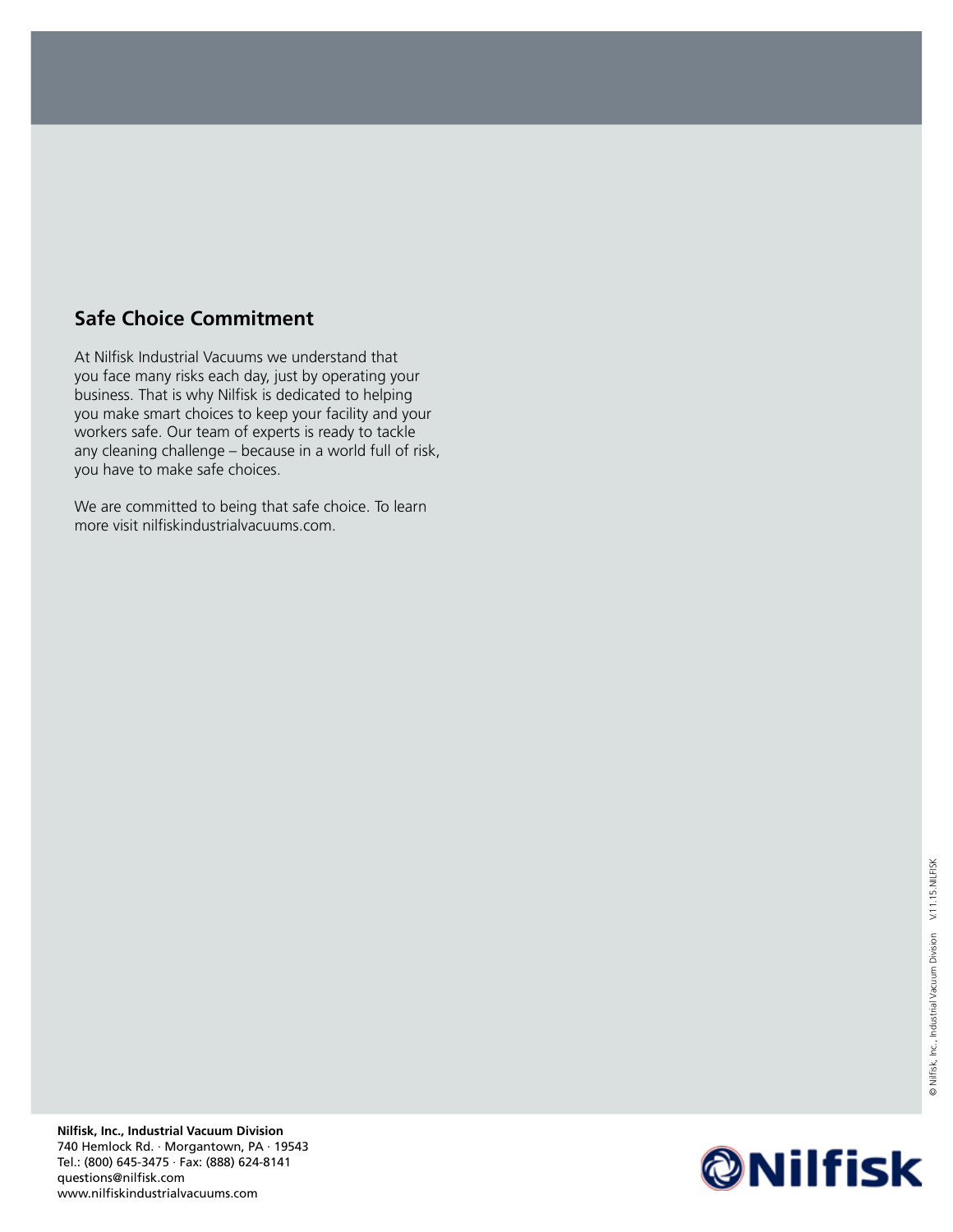## Safe Choice Commitment

At Nilfisk Industrial Vacuums we understand that you face many risks each day, just by operating your business. That is why Nilfisk is dedicated to helping you make smart choices to keep your facility and your workers safe. Our team of experts is ready to tackle any cleaning challenge – because in a world full of risk, you have to make safe choices.

We are committed to being that safe choice. To learn more visit nilfiskindustrialvacuums.com.

© Nilfisk, Inc., Industrial Vacuum Division V.11.15.NILFISK

**Nilfisk, Inc., Industrial Vacuum Division**
740 Hemlock Rd. · Morgantown, PA · 19543
Tel.: (800) 645-3475 · Fax: (888) 624-8141
questions@nilfisk.com
www.nilfiskindustrialvacuums.com

Nilfisk